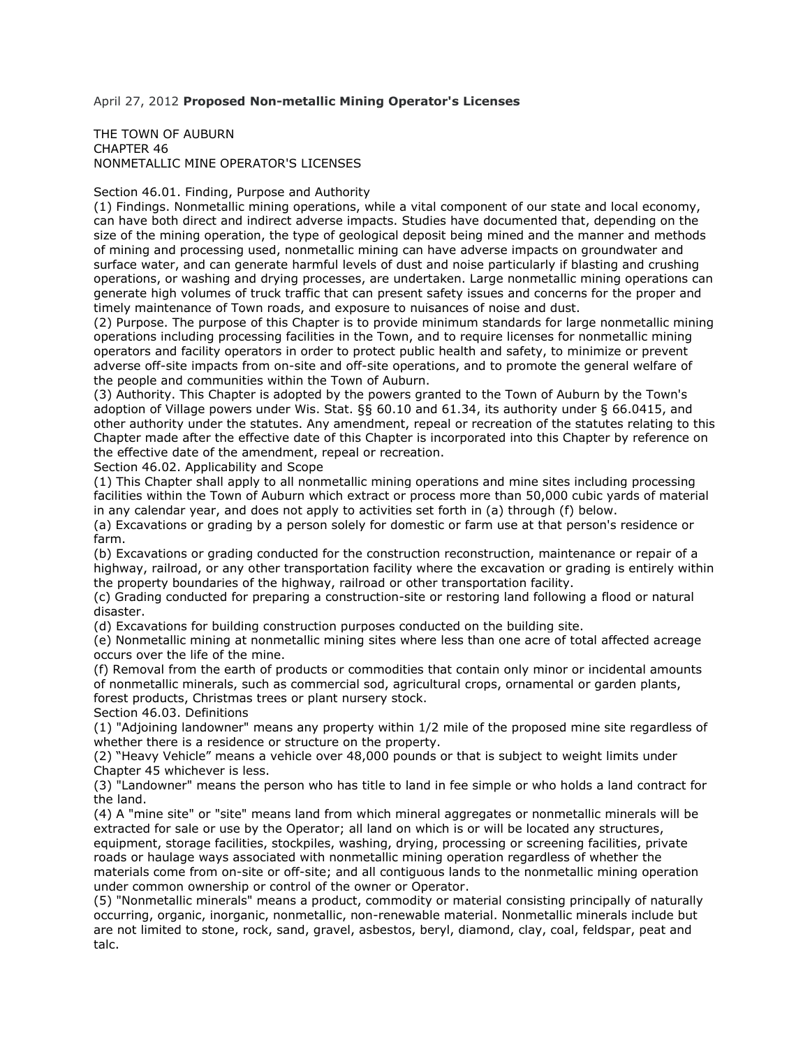April 27, 2012 **Proposed Non-metallic Mining Operator's Licenses**

THE TOWN OF AUBURN
CHAPTER 46
NONMETALLIC MINE OPERATOR'S LICENSES

Section 46.01. Finding, Purpose and Authority

(1) Findings. Nonmetallic mining operations, while a vital component of our state and local economy, can have both direct and indirect adverse impacts. Studies have documented that, depending on the size of the mining operation, the type of geological deposit being mined and the manner and methods of mining and processing used, nonmetallic mining can have adverse impacts on groundwater and surface water, and can generate harmful levels of dust and noise particularly if blasting and crushing operations, or washing and drying processes, are undertaken. Large nonmetallic mining operations can generate high volumes of truck traffic that can present safety issues and concerns for the proper and timely maintenance of Town roads, and exposure to nuisances of noise and dust.

(2) Purpose. The purpose of this Chapter is to provide minimum standards for large nonmetallic mining operations including processing facilities in the Town, and to require licenses for nonmetallic mining operators and facility operators in order to protect public health and safety, to minimize or prevent adverse off-site impacts from on-site and off-site operations, and to promote the general welfare of the people and communities within the Town of Auburn.

(3) Authority. This Chapter is adopted by the powers granted to the Town of Auburn by the Town's adoption of Village powers under Wis. Stat. §§ 60.10 and 61.34, its authority under § 66.0415, and other authority under the statutes. Any amendment, repeal or recreation of the statutes relating to this Chapter made after the effective date of this Chapter is incorporated into this Chapter by reference on the effective date of the amendment, repeal or recreation.

Section 46.02. Applicability and Scope

(1) This Chapter shall apply to all nonmetallic mining operations and mine sites including processing facilities within the Town of Auburn which extract or process more than 50,000 cubic yards of material in any calendar year, and does not apply to activities set forth in (a) through (f) below.

(a) Excavations or grading by a person solely for domestic or farm use at that person's residence or farm.

(b) Excavations or grading conducted for the construction reconstruction, maintenance or repair of a highway, railroad, or any other transportation facility where the excavation or grading is entirely within the property boundaries of the highway, railroad or other transportation facility.

(c) Grading conducted for preparing a construction-site or restoring land following a flood or natural disaster.

(d) Excavations for building construction purposes conducted on the building site.

(e) Nonmetallic mining at nonmetallic mining sites where less than one acre of total affected acreage occurs over the life of the mine.

(f) Removal from the earth of products or commodities that contain only minor or incidental amounts of nonmetallic minerals, such as commercial sod, agricultural crops, ornamental or garden plants, forest products, Christmas trees or plant nursery stock.

Section 46.03. Definitions

(1) "Adjoining landowner" means any property within 1/2 mile of the proposed mine site regardless of whether there is a residence or structure on the property.

(2) "Heavy Vehicle" means a vehicle over 48,000 pounds or that is subject to weight limits under Chapter 45 whichever is less.

(3) "Landowner" means the person who has title to land in fee simple or who holds a land contract for the land.

(4) A "mine site" or "site" means land from which mineral aggregates or nonmetallic minerals will be extracted for sale or use by the Operator; all land on which is or will be located any structures, equipment, storage facilities, stockpiles, washing, drying, processing or screening facilities, private roads or haulage ways associated with nonmetallic mining operation regardless of whether the materials come from on-site or off-site; and all contiguous lands to the nonmetallic mining operation under common ownership or control of the owner or Operator.

(5) "Nonmetallic minerals" means a product, commodity or material consisting principally of naturally occurring, organic, inorganic, nonmetallic, non-renewable material. Nonmetallic minerals include but are not limited to stone, rock, sand, gravel, asbestos, beryl, diamond, clay, coal, feldspar, peat and talc.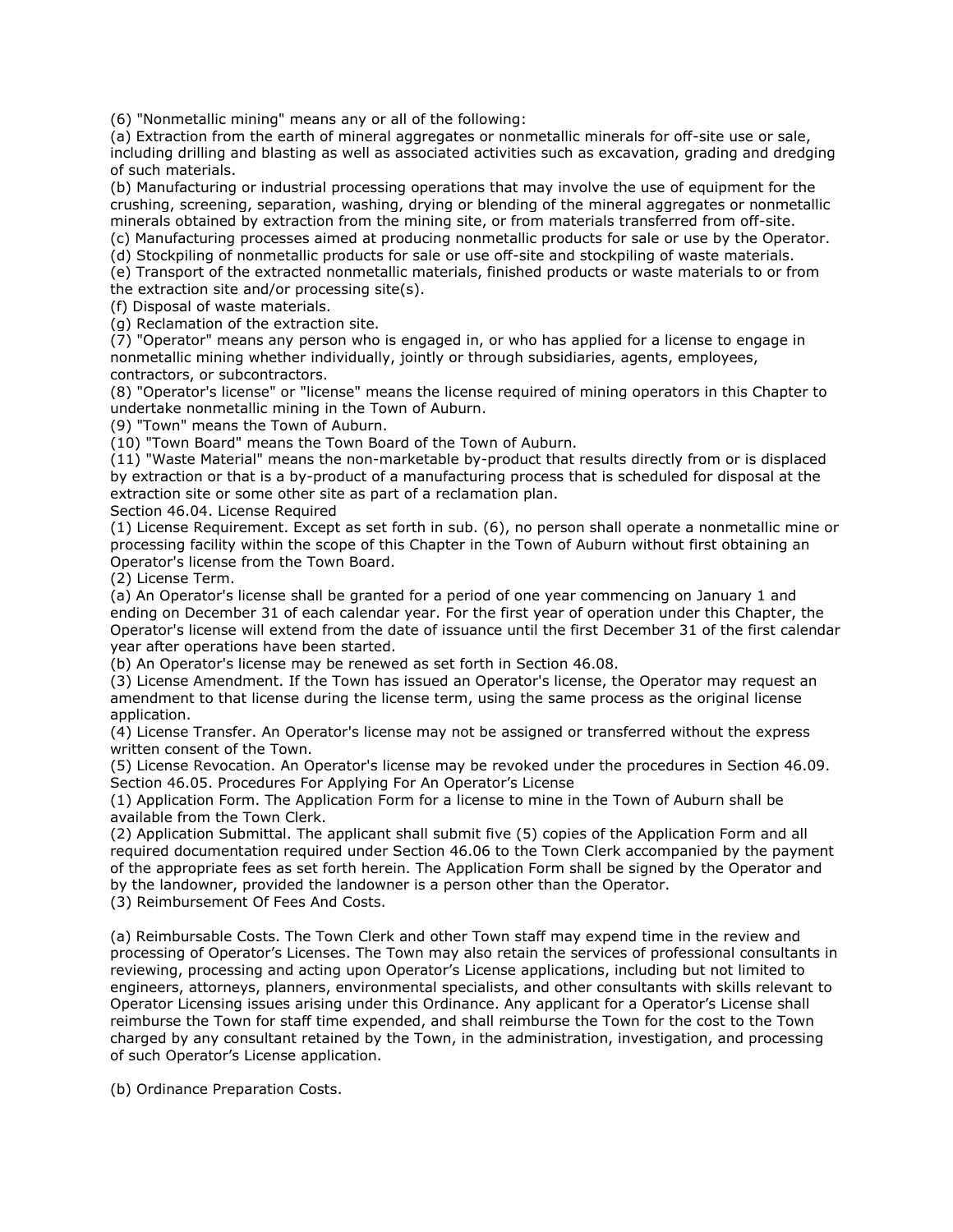(6) "Nonmetallic mining" means any or all of the following:

(a) Extraction from the earth of mineral aggregates or nonmetallic minerals for off-site use or sale, including drilling and blasting as well as associated activities such as excavation, grading and dredging of such materials.

(b) Manufacturing or industrial processing operations that may involve the use of equipment for the crushing, screening, separation, washing, drying or blending of the mineral aggregates or nonmetallic minerals obtained by extraction from the mining site, or from materials transferred from off-site.

(c) Manufacturing processes aimed at producing nonmetallic products for sale or use by the Operator.

(d) Stockpiling of nonmetallic products for sale or use off-site and stockpiling of waste materials.

(e) Transport of the extracted nonmetallic materials, finished products or waste materials to or from the extraction site and/or processing site(s).

(f) Disposal of waste materials.

(g) Reclamation of the extraction site.

(7) "Operator" means any person who is engaged in, or who has applied for a license to engage in nonmetallic mining whether individually, jointly or through subsidiaries, agents, employees, contractors, or subcontractors.

(8) "Operator's license" or "license" means the license required of mining operators in this Chapter to undertake nonmetallic mining in the Town of Auburn.

(9) "Town" means the Town of Auburn.

(10) "Town Board" means the Town Board of the Town of Auburn.

(11) "Waste Material" means the non-marketable by-product that results directly from or is displaced by extraction or that is a by-product of a manufacturing process that is scheduled for disposal at the extraction site or some other site as part of a reclamation plan.

Section 46.04. License Required

(1) License Requirement. Except as set forth in sub. (6), no person shall operate a nonmetallic mine or processing facility within the scope of this Chapter in the Town of Auburn without first obtaining an Operator's license from the Town Board.

(2) License Term.

(a) An Operator's license shall be granted for a period of one year commencing on January 1 and ending on December 31 of each calendar year. For the first year of operation under this Chapter, the Operator's license will extend from the date of issuance until the first December 31 of the first calendar year after operations have been started.

(b) An Operator's license may be renewed as set forth in Section 46.08.

(3) License Amendment. If the Town has issued an Operator's license, the Operator may request an amendment to that license during the license term, using the same process as the original license application.

(4) License Transfer. An Operator's license may not be assigned or transferred without the express written consent of the Town.

(5) License Revocation. An Operator's license may be revoked under the procedures in Section 46.09.

Section 46.05. Procedures For Applying For An Operator's License

(1) Application Form. The Application Form for a license to mine in the Town of Auburn shall be available from the Town Clerk.

(2) Application Submittal. The applicant shall submit five (5) copies of the Application Form and all required documentation required under Section 46.06 to the Town Clerk accompanied by the payment of the appropriate fees as set forth herein. The Application Form shall be signed by the Operator and by the landowner, provided the landowner is a person other than the Operator.

(3) Reimbursement Of Fees And Costs.

(a) Reimbursable Costs. The Town Clerk and other Town staff may expend time in the review and processing of Operator's Licenses. The Town may also retain the services of professional consultants in reviewing, processing and acting upon Operator's License applications, including but not limited to engineers, attorneys, planners, environmental specialists, and other consultants with skills relevant to Operator Licensing issues arising under this Ordinance. Any applicant for a Operator's License shall reimburse the Town for staff time expended, and shall reimburse the Town for the cost to the Town charged by any consultant retained by the Town, in the administration, investigation, and processing of such Operator's License application.

(b) Ordinance Preparation Costs.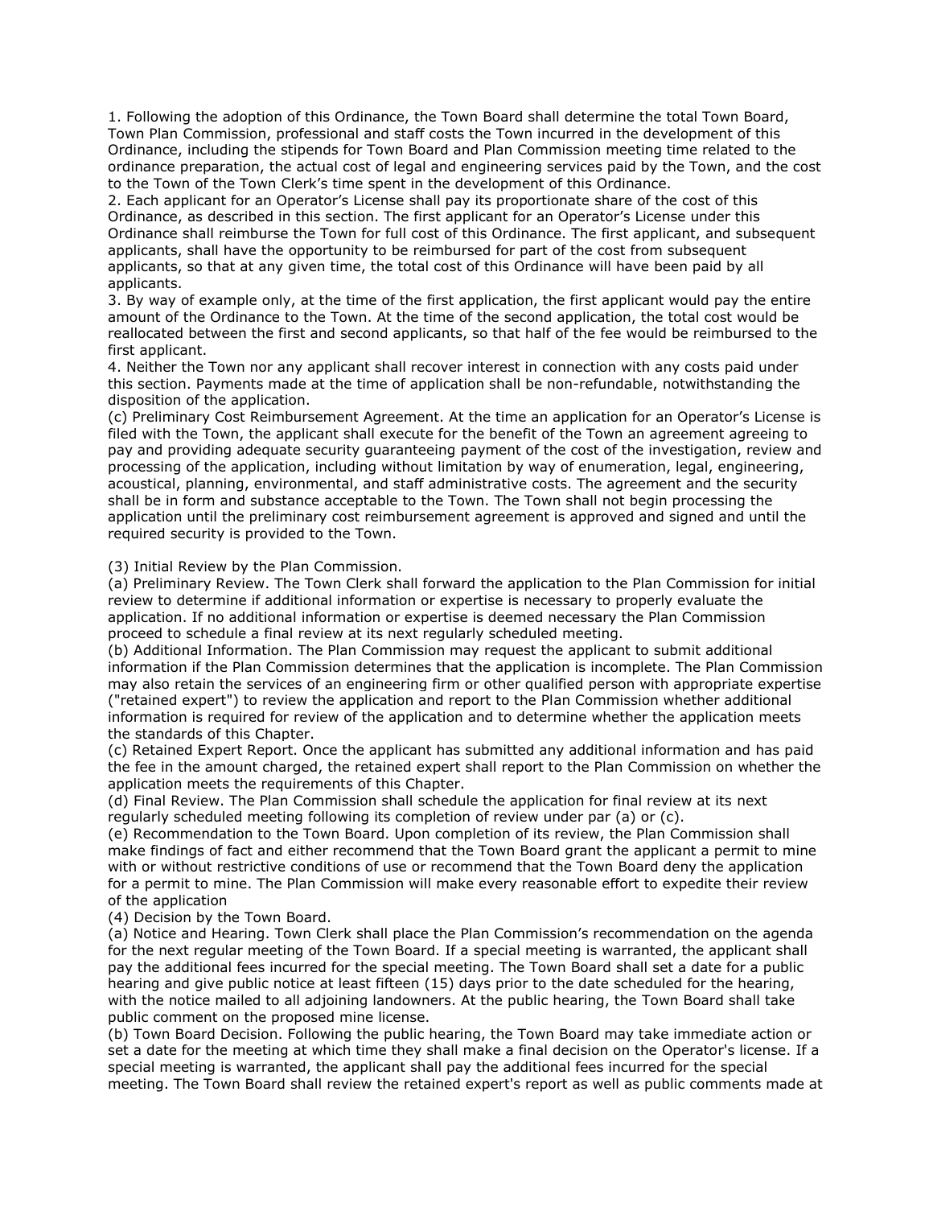1. Following the adoption of this Ordinance, the Town Board shall determine the total Town Board, Town Plan Commission, professional and staff costs the Town incurred in the development of this Ordinance, including the stipends for Town Board and Plan Commission meeting time related to the ordinance preparation, the actual cost of legal and engineering services paid by the Town, and the cost to the Town of the Town Clerk's time spent in the development of this Ordinance.
2. Each applicant for an Operator's License shall pay its proportionate share of the cost of this Ordinance, as described in this section. The first applicant for an Operator's License under this Ordinance shall reimburse the Town for full cost of this Ordinance. The first applicant, and subsequent applicants, shall have the opportunity to be reimbursed for part of the cost from subsequent applicants, so that at any given time, the total cost of this Ordinance will have been paid by all applicants.
3. By way of example only, at the time of the first application, the first applicant would pay the entire amount of the Ordinance to the Town. At the time of the second application, the total cost would be reallocated between the first and second applicants, so that half of the fee would be reimbursed to the first applicant.
4. Neither the Town nor any applicant shall recover interest in connection with any costs paid under this section. Payments made at the time of application shall be non-refundable, notwithstanding the disposition of the application.

(c) Preliminary Cost Reimbursement Agreement. At the time an application for an Operator's License is filed with the Town, the applicant shall execute for the benefit of the Town an agreement agreeing to pay and providing adequate security guaranteeing payment of the cost of the investigation, review and processing of the application, including without limitation by way of enumeration, legal, engineering, acoustical, planning, environmental, and staff administrative costs. The agreement and the security shall be in form and substance acceptable to the Town. The Town shall not begin processing the application until the preliminary cost reimbursement agreement is approved and signed and until the required security is provided to the Town.

(3) Initial Review by the Plan Commission.

(a) Preliminary Review. The Town Clerk shall forward the application to the Plan Commission for initial review to determine if additional information or expertise is necessary to properly evaluate the application. If no additional information or expertise is deemed necessary the Plan Commission proceed to schedule a final review at its next regularly scheduled meeting.

(b) Additional Information. The Plan Commission may request the applicant to submit additional information if the Plan Commission determines that the application is incomplete. The Plan Commission may also retain the services of an engineering firm or other qualified person with appropriate expertise ("retained expert") to review the application and report to the Plan Commission whether additional information is required for review of the application and to determine whether the application meets the standards of this Chapter.

(c) Retained Expert Report. Once the applicant has submitted any additional information and has paid the fee in the amount charged, the retained expert shall report to the Plan Commission on whether the application meets the requirements of this Chapter.

(d) Final Review. The Plan Commission shall schedule the application for final review at its next regularly scheduled meeting following its completion of review under par (a) or (c).

(e) Recommendation to the Town Board. Upon completion of its review, the Plan Commission shall make findings of fact and either recommend that the Town Board grant the applicant a permit to mine with or without restrictive conditions of use or recommend that the Town Board deny the application for a permit to mine. The Plan Commission will make every reasonable effort to expedite their review of the application

(4) Decision by the Town Board.

(a) Notice and Hearing. Town Clerk shall place the Plan Commission's recommendation on the agenda for the next regular meeting of the Town Board. If a special meeting is warranted, the applicant shall pay the additional fees incurred for the special meeting. The Town Board shall set a date for a public hearing and give public notice at least fifteen (15) days prior to the date scheduled for the hearing, with the notice mailed to all adjoining landowners. At the public hearing, the Town Board shall take public comment on the proposed mine license.

(b) Town Board Decision. Following the public hearing, the Town Board may take immediate action or set a date for the meeting at which time they shall make a final decision on the Operator's license. If a special meeting is warranted, the applicant shall pay the additional fees incurred for the special meeting. The Town Board shall review the retained expert's report as well as public comments made at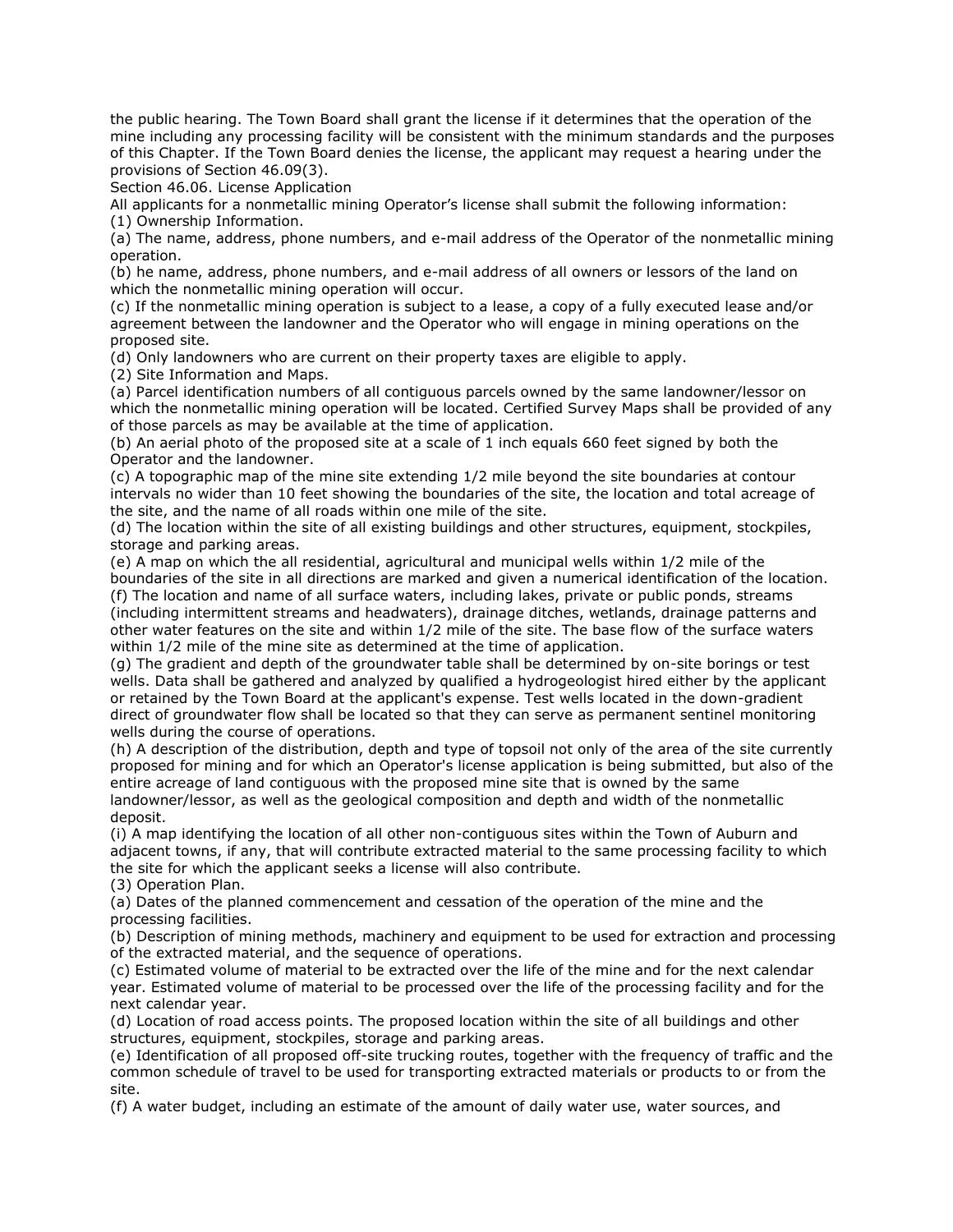the public hearing. The Town Board shall grant the license if it determines that the operation of the mine including any processing facility will be consistent with the minimum standards and the purposes of this Chapter. If the Town Board denies the license, the applicant may request a hearing under the provisions of Section 46.09(3).

Section 46.06. License Application

All applicants for a nonmetallic mining Operator's license shall submit the following information:

(1) Ownership Information.

(a) The name, address, phone numbers, and e-mail address of the Operator of the nonmetallic mining operation.

(b) he name, address, phone numbers, and e-mail address of all owners or lessors of the land on which the nonmetallic mining operation will occur.

(c) If the nonmetallic mining operation is subject to a lease, a copy of a fully executed lease and/or agreement between the landowner and the Operator who will engage in mining operations on the proposed site.

(d) Only landowners who are current on their property taxes are eligible to apply.

(2) Site Information and Maps.

(a) Parcel identification numbers of all contiguous parcels owned by the same landowner/lessor on which the nonmetallic mining operation will be located. Certified Survey Maps shall be provided of any of those parcels as may be available at the time of application.

(b) An aerial photo of the proposed site at a scale of 1 inch equals 660 feet signed by both the Operator and the landowner.

(c) A topographic map of the mine site extending 1/2 mile beyond the site boundaries at contour intervals no wider than 10 feet showing the boundaries of the site, the location and total acreage of the site, and the name of all roads within one mile of the site.

(d) The location within the site of all existing buildings and other structures, equipment, stockpiles, storage and parking areas.

(e) A map on which the all residential, agricultural and municipal wells within 1/2 mile of the boundaries of the site in all directions are marked and given a numerical identification of the location.

(f) The location and name of all surface waters, including lakes, private or public ponds, streams (including intermittent streams and headwaters), drainage ditches, wetlands, drainage patterns and other water features on the site and within 1/2 mile of the site. The base flow of the surface waters within 1/2 mile of the mine site as determined at the time of application.

(g) The gradient and depth of the groundwater table shall be determined by on-site borings or test wells. Data shall be gathered and analyzed by qualified a hydrogeologist hired either by the applicant or retained by the Town Board at the applicant's expense. Test wells located in the down-gradient direct of groundwater flow shall be located so that they can serve as permanent sentinel monitoring wells during the course of operations.

(h) A description of the distribution, depth and type of topsoil not only of the area of the site currently proposed for mining and for which an Operator's license application is being submitted, but also of the entire acreage of land contiguous with the proposed mine site that is owned by the same landowner/lessor, as well as the geological composition and depth and width of the nonmetallic deposit.

(i) A map identifying the location of all other non-contiguous sites within the Town of Auburn and adjacent towns, if any, that will contribute extracted material to the same processing facility to which the site for which the applicant seeks a license will also contribute.

(3) Operation Plan.

(a) Dates of the planned commencement and cessation of the operation of the mine and the processing facilities.

(b) Description of mining methods, machinery and equipment to be used for extraction and processing of the extracted material, and the sequence of operations.

(c) Estimated volume of material to be extracted over the life of the mine and for the next calendar year. Estimated volume of material to be processed over the life of the processing facility and for the next calendar year.

(d) Location of road access points. The proposed location within the site of all buildings and other structures, equipment, stockpiles, storage and parking areas.

(e) Identification of all proposed off-site trucking routes, together with the frequency of traffic and the common schedule of travel to be used for transporting extracted materials or products to or from the site.

(f) A water budget, including an estimate of the amount of daily water use, water sources, and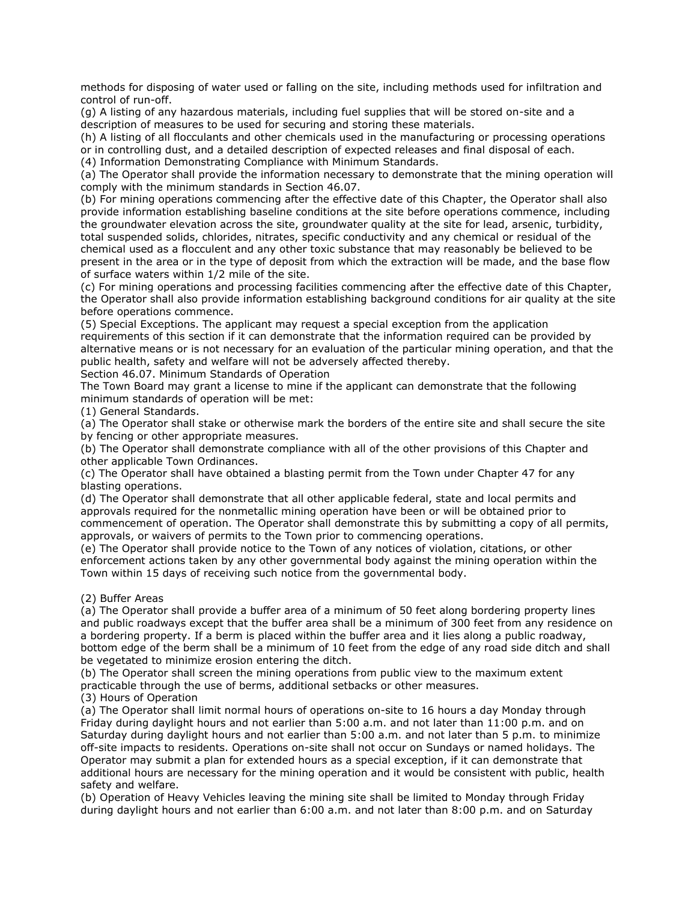methods for disposing of water used or falling on the site, including methods used for infiltration and control of run-off.

(g) A listing of any hazardous materials, including fuel supplies that will be stored on-site and a description of measures to be used for securing and storing these materials.

(h) A listing of all flocculants and other chemicals used in the manufacturing or processing operations or in controlling dust, and a detailed description of expected releases and final disposal of each.

(4) Information Demonstrating Compliance with Minimum Standards.

(a) The Operator shall provide the information necessary to demonstrate that the mining operation will comply with the minimum standards in Section 46.07.

(b) For mining operations commencing after the effective date of this Chapter, the Operator shall also provide information establishing baseline conditions at the site before operations commence, including the groundwater elevation across the site, groundwater quality at the site for lead, arsenic, turbidity, total suspended solids, chlorides, nitrates, specific conductivity and any chemical or residual of the chemical used as a flocculent and any other toxic substance that may reasonably be believed to be present in the area or in the type of deposit from which the extraction will be made, and the base flow of surface waters within 1/2 mile of the site.

(c) For mining operations and processing facilities commencing after the effective date of this Chapter, the Operator shall also provide information establishing background conditions for air quality at the site before operations commence.

(5) Special Exceptions. The applicant may request a special exception from the application requirements of this section if it can demonstrate that the information required can be provided by alternative means or is not necessary for an evaluation of the particular mining operation, and that the public health, safety and welfare will not be adversely affected thereby.

Section 46.07. Minimum Standards of Operation

The Town Board may grant a license to mine if the applicant can demonstrate that the following minimum standards of operation will be met:

(1) General Standards.

(a) The Operator shall stake or otherwise mark the borders of the entire site and shall secure the site by fencing or other appropriate measures.

(b) The Operator shall demonstrate compliance with all of the other provisions of this Chapter and other applicable Town Ordinances.

(c) The Operator shall have obtained a blasting permit from the Town under Chapter 47 for any blasting operations.

(d) The Operator shall demonstrate that all other applicable federal, state and local permits and approvals required for the nonmetallic mining operation have been or will be obtained prior to commencement of operation. The Operator shall demonstrate this by submitting a copy of all permits, approvals, or waivers of permits to the Town prior to commencing operations.

(e) The Operator shall provide notice to the Town of any notices of violation, citations, or other enforcement actions taken by any other governmental body against the mining operation within the Town within 15 days of receiving such notice from the governmental body.

(2) Buffer Areas

(a) The Operator shall provide a buffer area of a minimum of 50 feet along bordering property lines and public roadways except that the buffer area shall be a minimum of 300 feet from any residence on a bordering property. If a berm is placed within the buffer area and it lies along a public roadway, bottom edge of the berm shall be a minimum of 10 feet from the edge of any road side ditch and shall be vegetated to minimize erosion entering the ditch.

(b) The Operator shall screen the mining operations from public view to the maximum extent practicable through the use of berms, additional setbacks or other measures.

(3) Hours of Operation

(a) The Operator shall limit normal hours of operations on-site to 16 hours a day Monday through Friday during daylight hours and not earlier than 5:00 a.m. and not later than 11:00 p.m. and on Saturday during daylight hours and not earlier than 5:00 a.m. and not later than 5 p.m. to minimize off-site impacts to residents. Operations on-site shall not occur on Sundays or named holidays. The Operator may submit a plan for extended hours as a special exception, if it can demonstrate that additional hours are necessary for the mining operation and it would be consistent with public, health safety and welfare.

(b) Operation of Heavy Vehicles leaving the mining site shall be limited to Monday through Friday during daylight hours and not earlier than 6:00 a.m. and not later than 8:00 p.m. and on Saturday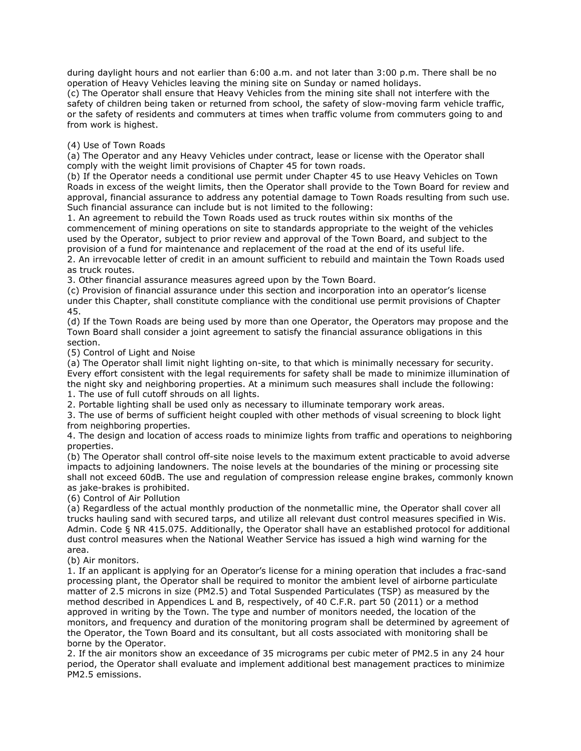during daylight hours and not earlier than 6:00 a.m. and not later than 3:00 p.m. There shall be no operation of Heavy Vehicles leaving the mining site on Sunday or named holidays.

(c) The Operator shall ensure that Heavy Vehicles from the mining site shall not interfere with the safety of children being taken or returned from school, the safety of slow-moving farm vehicle traffic, or the safety of residents and commuters at times when traffic volume from commuters going to and from work is highest.

(4) Use of Town Roads

(a) The Operator and any Heavy Vehicles under contract, lease or license with the Operator shall comply with the weight limit provisions of Chapter 45 for town roads.

(b) If the Operator needs a conditional use permit under Chapter 45 to use Heavy Vehicles on Town Roads in excess of the weight limits, then the Operator shall provide to the Town Board for review and approval, financial assurance to address any potential damage to Town Roads resulting from such use. Such financial assurance can include but is not limited to the following:

1. An agreement to rebuild the Town Roads used as truck routes within six months of the commencement of mining operations on site to standards appropriate to the weight of the vehicles used by the Operator, subject to prior review and approval of the Town Board, and subject to the provision of a fund for maintenance and replacement of the road at the end of its useful life.
2. An irrevocable letter of credit in an amount sufficient to rebuild and maintain the Town Roads used as truck routes.
3. Other financial assurance measures agreed upon by the Town Board.

(c) Provision of financial assurance under this section and incorporation into an operator's license under this Chapter, shall constitute compliance with the conditional use permit provisions of Chapter 45.

(d) If the Town Roads are being used by more than one Operator, the Operators may propose and the Town Board shall consider a joint agreement to satisfy the financial assurance obligations in this section.

(5) Control of Light and Noise

(a) The Operator shall limit night lighting on-site, to that which is minimally necessary for security. Every effort consistent with the legal requirements for safety shall be made to minimize illumination of the night sky and neighboring properties. At a minimum such measures shall include the following:

1. The use of full cutoff shrouds on all lights.
2. Portable lighting shall be used only as necessary to illuminate temporary work areas.
3. The use of berms of sufficient height coupled with other methods of visual screening to block light from neighboring properties.
4. The design and location of access roads to minimize lights from traffic and operations to neighboring properties.

(b) The Operator shall control off-site noise levels to the maximum extent practicable to avoid adverse impacts to adjoining landowners. The noise levels at the boundaries of the mining or processing site shall not exceed 60dB. The use and regulation of compression release engine brakes, commonly known as jake-brakes is prohibited.

(6) Control of Air Pollution

(a) Regardless of the actual monthly production of the nonmetallic mine, the Operator shall cover all trucks hauling sand with secured tarps, and utilize all relevant dust control measures specified in Wis. Admin. Code § NR 415.075. Additionally, the Operator shall have an established protocol for additional dust control measures when the National Weather Service has issued a high wind warning for the area.

(b) Air monitors.

1. If an applicant is applying for an Operator's license for a mining operation that includes a frac-sand processing plant, the Operator shall be required to monitor the ambient level of airborne particulate matter of 2.5 microns in size (PM2.5) and Total Suspended Particulates (TSP) as measured by the method described in Appendices L and B, respectively, of 40 C.F.R. part 50 (2011) or a method approved in writing by the Town. The type and number of monitors needed, the location of the monitors, and frequency and duration of the monitoring program shall be determined by agreement of the Operator, the Town Board and its consultant, but all costs associated with monitoring shall be borne by the Operator.
2. If the air monitors show an exceedance of 35 micrograms per cubic meter of PM2.5 in any 24 hour period, the Operator shall evaluate and implement additional best management practices to minimize PM2.5 emissions.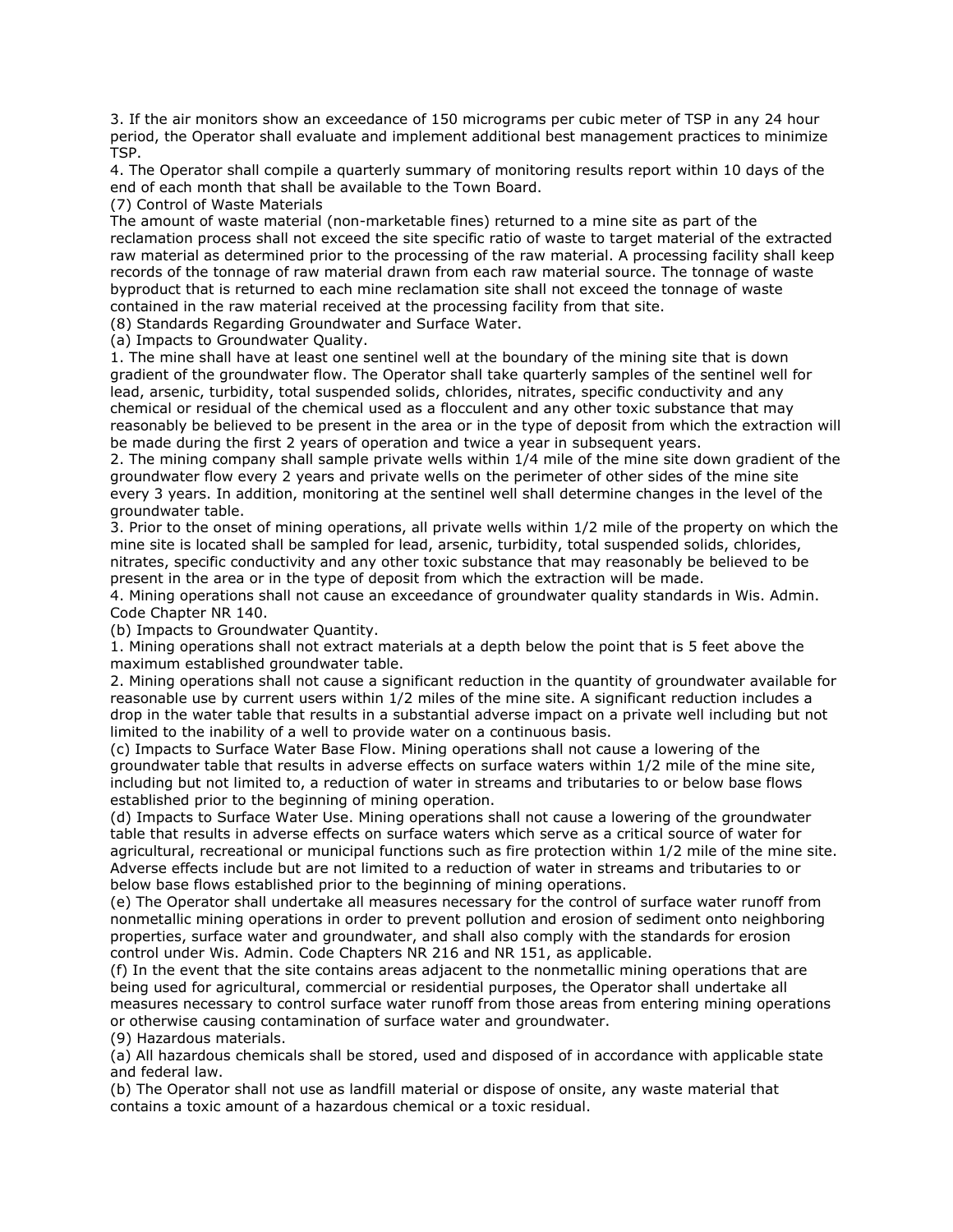3. If the air monitors show an exceedance of 150 micrograms per cubic meter of TSP in any 24 hour period, the Operator shall evaluate and implement additional best management practices to minimize TSP.

4. The Operator shall compile a quarterly summary of monitoring results report within 10 days of the end of each month that shall be available to the Town Board.

(7) Control of Waste Materials

The amount of waste material (non-marketable fines) returned to a mine site as part of the reclamation process shall not exceed the site specific ratio of waste to target material of the extracted raw material as determined prior to the processing of the raw material. A processing facility shall keep records of the tonnage of raw material drawn from each raw material source. The tonnage of waste byproduct that is returned to each mine reclamation site shall not exceed the tonnage of waste contained in the raw material received at the processing facility from that site.

(8) Standards Regarding Groundwater and Surface Water.

(a) Impacts to Groundwater Quality.

1. The mine shall have at least one sentinel well at the boundary of the mining site that is down gradient of the groundwater flow. The Operator shall take quarterly samples of the sentinel well for lead, arsenic, turbidity, total suspended solids, chlorides, nitrates, specific conductivity and any chemical or residual of the chemical used as a flocculent and any other toxic substance that may reasonably be believed to be present in the area or in the type of deposit from which the extraction will be made during the first 2 years of operation and twice a year in subsequent years.

2. The mining company shall sample private wells within 1/4 mile of the mine site down gradient of the groundwater flow every 2 years and private wells on the perimeter of other sides of the mine site every 3 years. In addition, monitoring at the sentinel well shall determine changes in the level of the groundwater table.

3. Prior to the onset of mining operations, all private wells within 1/2 mile of the property on which the mine site is located shall be sampled for lead, arsenic, turbidity, total suspended solids, chlorides, nitrates, specific conductivity and any other toxic substance that may reasonably be believed to be present in the area or in the type of deposit from which the extraction will be made.

4. Mining operations shall not cause an exceedance of groundwater quality standards in Wis. Admin. Code Chapter NR 140.

(b) Impacts to Groundwater Quantity.

1. Mining operations shall not extract materials at a depth below the point that is 5 feet above the maximum established groundwater table.

2. Mining operations shall not cause a significant reduction in the quantity of groundwater available for reasonable use by current users within 1/2 miles of the mine site. A significant reduction includes a drop in the water table that results in a substantial adverse impact on a private well including but not limited to the inability of a well to provide water on a continuous basis.

(c) Impacts to Surface Water Base Flow. Mining operations shall not cause a lowering of the groundwater table that results in adverse effects on surface waters within 1/2 mile of the mine site, including but not limited to, a reduction of water in streams and tributaries to or below base flows established prior to the beginning of mining operation.

(d) Impacts to Surface Water Use. Mining operations shall not cause a lowering of the groundwater table that results in adverse effects on surface waters which serve as a critical source of water for agricultural, recreational or municipal functions such as fire protection within 1/2 mile of the mine site. Adverse effects include but are not limited to a reduction of water in streams and tributaries to or below base flows established prior to the beginning of mining operations.

(e) The Operator shall undertake all measures necessary for the control of surface water runoff from nonmetallic mining operations in order to prevent pollution and erosion of sediment onto neighboring properties, surface water and groundwater, and shall also comply with the standards for erosion control under Wis. Admin. Code Chapters NR 216 and NR 151, as applicable.

(f) In the event that the site contains areas adjacent to the nonmetallic mining operations that are being used for agricultural, commercial or residential purposes, the Operator shall undertake all measures necessary to control surface water runoff from those areas from entering mining operations or otherwise causing contamination of surface water and groundwater.

(9) Hazardous materials.

(a) All hazardous chemicals shall be stored, used and disposed of in accordance with applicable state and federal law.

(b) The Operator shall not use as landfill material or dispose of onsite, any waste material that contains a toxic amount of a hazardous chemical or a toxic residual.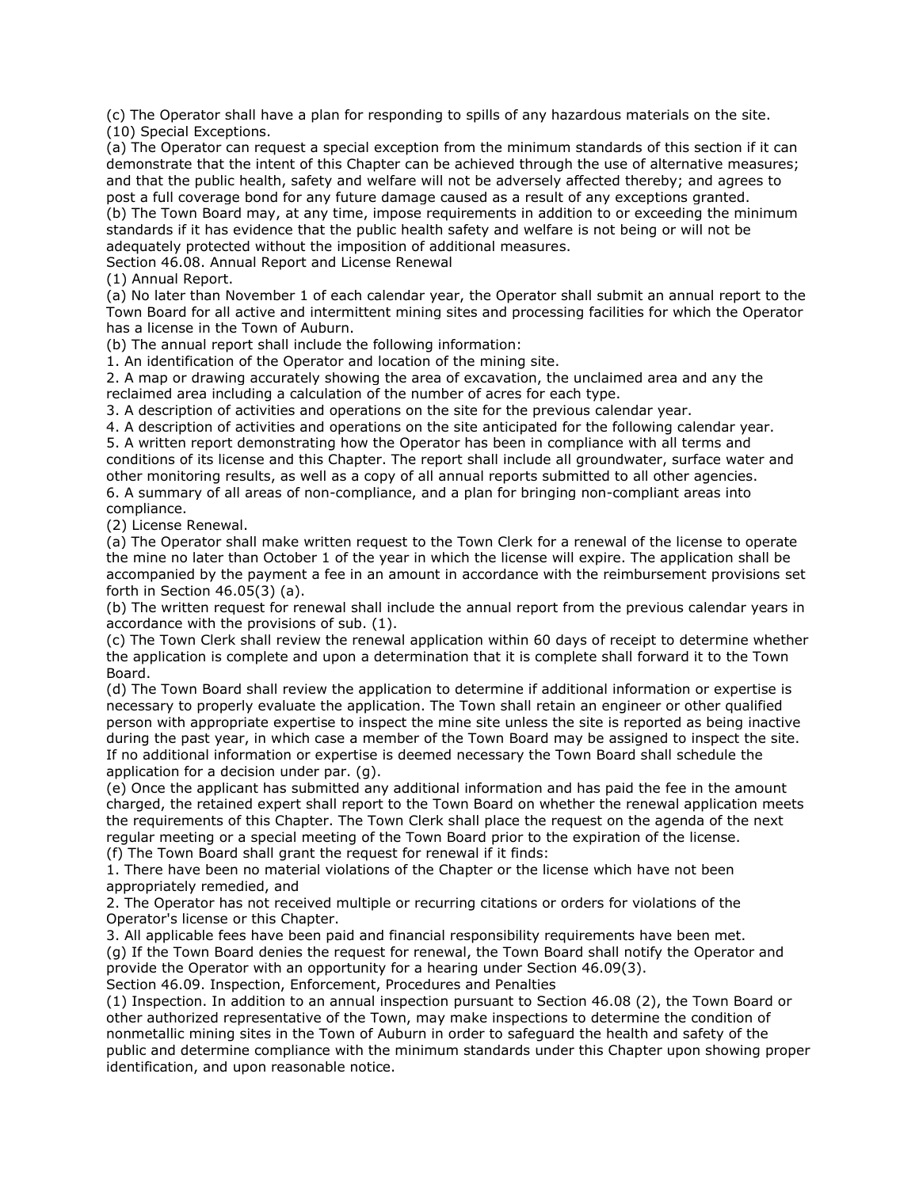(c) The Operator shall have a plan for responding to spills of any hazardous materials on the site.

(10) Special Exceptions.

(a) The Operator can request a special exception from the minimum standards of this section if it can demonstrate that the intent of this Chapter can be achieved through the use of alternative measures; and that the public health, safety and welfare will not be adversely affected thereby; and agrees to post a full coverage bond for any future damage caused as a result of any exceptions granted.

(b) The Town Board may, at any time, impose requirements in addition to or exceeding the minimum standards if it has evidence that the public health safety and welfare is not being or will not be adequately protected without the imposition of additional measures.

Section 46.08. Annual Report and License Renewal

(1) Annual Report.

(a) No later than November 1 of each calendar year, the Operator shall submit an annual report to the Town Board for all active and intermittent mining sites and processing facilities for which the Operator has a license in the Town of Auburn.

(b) The annual report shall include the following information:

1. An identification of the Operator and location of the mining site.
2. A map or drawing accurately showing the area of excavation, the unclaimed area and any the reclaimed area including a calculation of the number of acres for each type.
3. A description of activities and operations on the site for the previous calendar year.
4. A description of activities and operations on the site anticipated for the following calendar year.
5. A written report demonstrating how the Operator has been in compliance with all terms and conditions of its license and this Chapter. The report shall include all groundwater, surface water and other monitoring results, as well as a copy of all annual reports submitted to all other agencies.
6. A summary of all areas of non-compliance, and a plan for bringing non-compliant areas into compliance.

(2) License Renewal.

(a) The Operator shall make written request to the Town Clerk for a renewal of the license to operate the mine no later than October 1 of the year in which the license will expire. The application shall be accompanied by the payment a fee in an amount in accordance with the reimbursement provisions set forth in Section 46.05(3) (a).

(b) The written request for renewal shall include the annual report from the previous calendar years in accordance with the provisions of sub. (1).

(c) The Town Clerk shall review the renewal application within 60 days of receipt to determine whether the application is complete and upon a determination that it is complete shall forward it to the Town Board.

(d) The Town Board shall review the application to determine if additional information or expertise is necessary to properly evaluate the application. The Town shall retain an engineer or other qualified person with appropriate expertise to inspect the mine site unless the site is reported as being inactive during the past year, in which case a member of the Town Board may be assigned to inspect the site. If no additional information or expertise is deemed necessary the Town Board shall schedule the application for a decision under par. (g).

(e) Once the applicant has submitted any additional information and has paid the fee in the amount charged, the retained expert shall report to the Town Board on whether the renewal application meets the requirements of this Chapter. The Town Clerk shall place the request on the agenda of the next regular meeting or a special meeting of the Town Board prior to the expiration of the license.

(f) The Town Board shall grant the request for renewal if it finds:

1. There have been no material violations of the Chapter or the license which have not been appropriately remedied, and
2. The Operator has not received multiple or recurring citations or orders for violations of the Operator's license or this Chapter.
3. All applicable fees have been paid and financial responsibility requirements have been met.

(g) If the Town Board denies the request for renewal, the Town Board shall notify the Operator and provide the Operator with an opportunity for a hearing under Section 46.09(3).

Section 46.09. Inspection, Enforcement, Procedures and Penalties

(1) Inspection. In addition to an annual inspection pursuant to Section 46.08 (2), the Town Board or other authorized representative of the Town, may make inspections to determine the condition of nonmetallic mining sites in the Town of Auburn in order to safeguard the health and safety of the public and determine compliance with the minimum standards under this Chapter upon showing proper identification, and upon reasonable notice.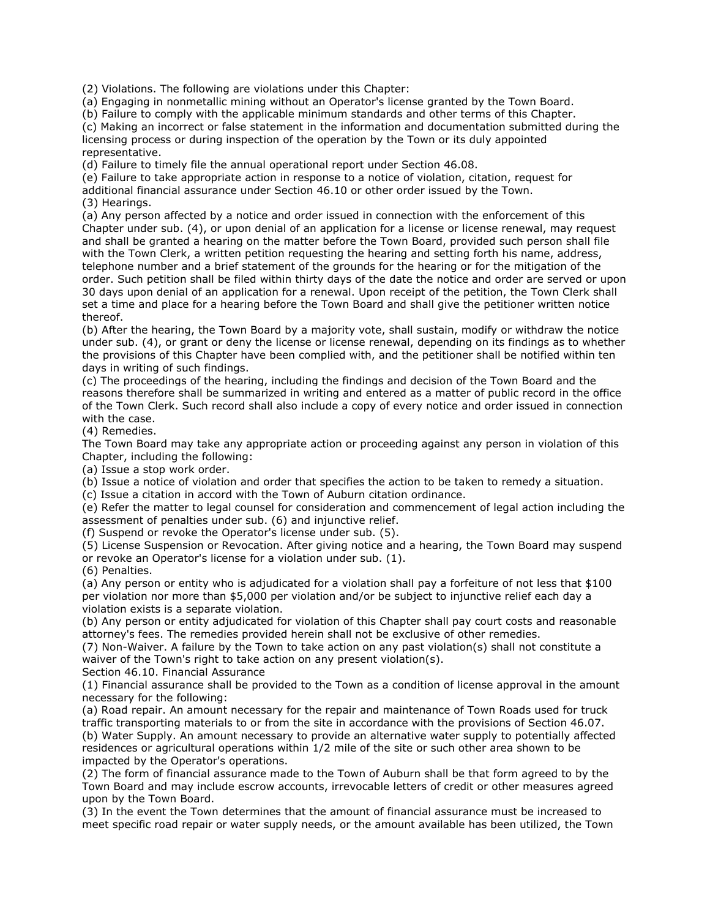(2) Violations. The following are violations under this Chapter:

(a) Engaging in nonmetallic mining without an Operator's license granted by the Town Board.

(b) Failure to comply with the applicable minimum standards and other terms of this Chapter.

(c) Making an incorrect or false statement in the information and documentation submitted during the licensing process or during inspection of the operation by the Town or its duly appointed representative.

(d) Failure to timely file the annual operational report under Section 46.08.

(e) Failure to take appropriate action in response to a notice of violation, citation, request for additional financial assurance under Section 46.10 or other order issued by the Town.

(3) Hearings.

(a) Any person affected by a notice and order issued in connection with the enforcement of this Chapter under sub. (4), or upon denial of an application for a license or license renewal, may request and shall be granted a hearing on the matter before the Town Board, provided such person shall file with the Town Clerk, a written petition requesting the hearing and setting forth his name, address, telephone number and a brief statement of the grounds for the hearing or for the mitigation of the order. Such petition shall be filed within thirty days of the date the notice and order are served or upon 30 days upon denial of an application for a renewal. Upon receipt of the petition, the Town Clerk shall set a time and place for a hearing before the Town Board and shall give the petitioner written notice thereof.

(b) After the hearing, the Town Board by a majority vote, shall sustain, modify or withdraw the notice under sub. (4), or grant or deny the license or license renewal, depending on its findings as to whether the provisions of this Chapter have been complied with, and the petitioner shall be notified within ten days in writing of such findings.

(c) The proceedings of the hearing, including the findings and decision of the Town Board and the reasons therefore shall be summarized in writing and entered as a matter of public record in the office of the Town Clerk. Such record shall also include a copy of every notice and order issued in connection with the case.

(4) Remedies.

The Town Board may take any appropriate action or proceeding against any person in violation of this Chapter, including the following:

(a) Issue a stop work order.

(b) Issue a notice of violation and order that specifies the action to be taken to remedy a situation.

(c) Issue a citation in accord with the Town of Auburn citation ordinance.

(e) Refer the matter to legal counsel for consideration and commencement of legal action including the assessment of penalties under sub. (6) and injunctive relief.

(f) Suspend or revoke the Operator's license under sub. (5).

(5) License Suspension or Revocation. After giving notice and a hearing, the Town Board may suspend or revoke an Operator's license for a violation under sub. (1).

(6) Penalties.

(a) Any person or entity who is adjudicated for a violation shall pay a forfeiture of not less that $100 per violation nor more than $5,000 per violation and/or be subject to injunctive relief each day a violation exists is a separate violation.

(b) Any person or entity adjudicated for violation of this Chapter shall pay court costs and reasonable attorney's fees. The remedies provided herein shall not be exclusive of other remedies.

(7) Non-Waiver. A failure by the Town to take action on any past violation(s) shall not constitute a waiver of the Town's right to take action on any present violation(s).

Section 46.10. Financial Assurance

(1) Financial assurance shall be provided to the Town as a condition of license approval in the amount necessary for the following:

(a) Road repair. An amount necessary for the repair and maintenance of Town Roads used for truck traffic transporting materials to or from the site in accordance with the provisions of Section 46.07.

(b) Water Supply. An amount necessary to provide an alternative water supply to potentially affected residences or agricultural operations within 1/2 mile of the site or such other area shown to be impacted by the Operator's operations.

(2) The form of financial assurance made to the Town of Auburn shall be that form agreed to by the Town Board and may include escrow accounts, irrevocable letters of credit or other measures agreed upon by the Town Board.

(3) In the event the Town determines that the amount of financial assurance must be increased to meet specific road repair or water supply needs, or the amount available has been utilized, the Town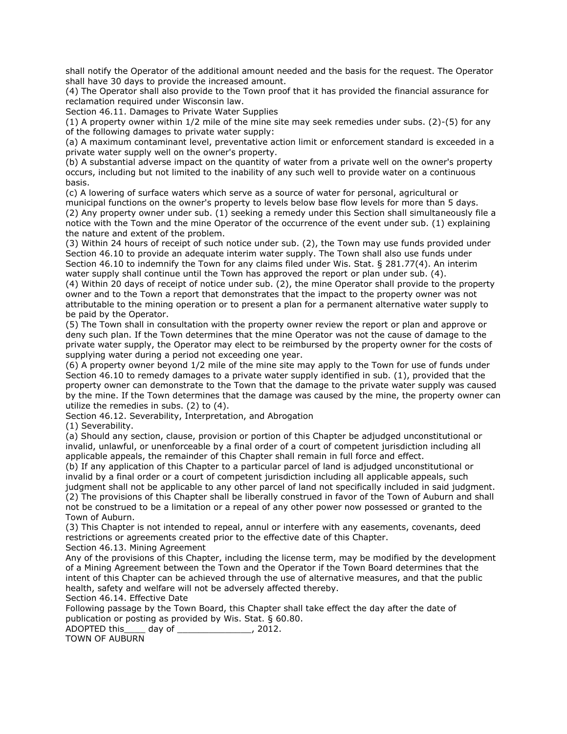shall notify the Operator of the additional amount needed and the basis for the request. The Operator shall have 30 days to provide the increased amount.

(4) The Operator shall also provide to the Town proof that it has provided the financial assurance for reclamation required under Wisconsin law.

Section 46.11. Damages to Private Water Supplies

(1) A property owner within 1/2 mile of the mine site may seek remedies under subs. (2)-(5) for any of the following damages to private water supply:

(a) A maximum contaminant level, preventative action limit or enforcement standard is exceeded in a private water supply well on the owner's property.

(b) A substantial adverse impact on the quantity of water from a private well on the owner's property occurs, including but not limited to the inability of any such well to provide water on a continuous basis.

(c) A lowering of surface waters which serve as a source of water for personal, agricultural or municipal functions on the owner's property to levels below base flow levels for more than 5 days.

(2) Any property owner under sub. (1) seeking a remedy under this Section shall simultaneously file a notice with the Town and the mine Operator of the occurrence of the event under sub. (1) explaining the nature and extent of the problem.

(3) Within 24 hours of receipt of such notice under sub. (2), the Town may use funds provided under Section 46.10 to provide an adequate interim water supply. The Town shall also use funds under Section 46.10 to indemnify the Town for any claims filed under Wis. Stat. § 281.77(4). An interim water supply shall continue until the Town has approved the report or plan under sub. (4).

(4) Within 20 days of receipt of notice under sub. (2), the mine Operator shall provide to the property owner and to the Town a report that demonstrates that the impact to the property owner was not attributable to the mining operation or to present a plan for a permanent alternative water supply to be paid by the Operator.

(5) The Town shall in consultation with the property owner review the report or plan and approve or deny such plan. If the Town determines that the mine Operator was not the cause of damage to the private water supply, the Operator may elect to be reimbursed by the property owner for the costs of supplying water during a period not exceeding one year.

(6) A property owner beyond 1/2 mile of the mine site may apply to the Town for use of funds under Section 46.10 to remedy damages to a private water supply identified in sub. (1), provided that the property owner can demonstrate to the Town that the damage to the private water supply was caused by the mine. If the Town determines that the damage was caused by the mine, the property owner can utilize the remedies in subs. (2) to (4).

Section 46.12. Severability, Interpretation, and Abrogation

(1) Severability.

(a) Should any section, clause, provision or portion of this Chapter be adjudged unconstitutional or invalid, unlawful, or unenforceable by a final order of a court of competent jurisdiction including all applicable appeals, the remainder of this Chapter shall remain in full force and effect.

(b) If any application of this Chapter to a particular parcel of land is adjudged unconstitutional or invalid by a final order or a court of competent jurisdiction including all applicable appeals, such judgment shall not be applicable to any other parcel of land not specifically included in said judgment.

(2) The provisions of this Chapter shall be liberally construed in favor of the Town of Auburn and shall not be construed to be a limitation or a repeal of any other power now possessed or granted to the Town of Auburn.

(3) This Chapter is not intended to repeal, annul or interfere with any easements, covenants, deed restrictions or agreements created prior to the effective date of this Chapter.

Section 46.13. Mining Agreement

Any of the provisions of this Chapter, including the license term, may be modified by the development of a Mining Agreement between the Town and the Operator if the Town Board determines that the intent of this Chapter can be achieved through the use of alternative measures, and that the public health, safety and welfare will not be adversely affected thereby.

Section 46.14. Effective Date

Following passage by the Town Board, this Chapter shall take effect the day after the date of publication or posting as provided by Wis. Stat. § 60.80.

ADOPTED this____ day of ______________, 2012.

TOWN OF AUBURN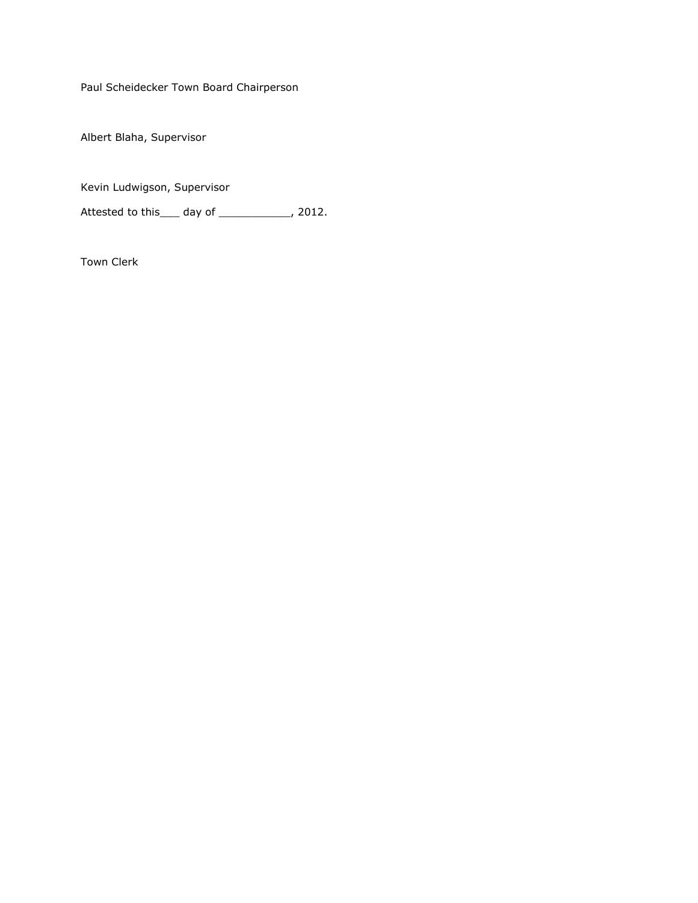Paul Scheidecker Town Board Chairperson

Albert Blaha, Supervisor

Kevin Ludwigson, Supervisor

Attested to this___ day of ___________, 2012.

Town Clerk